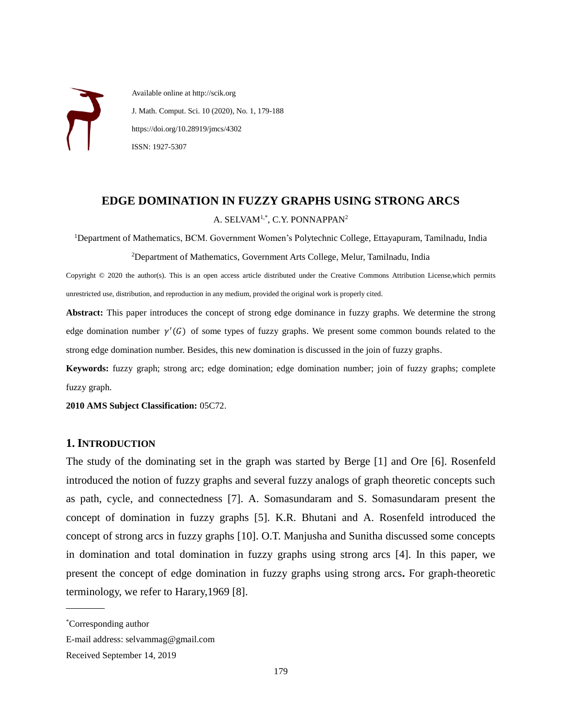Available online at http://scik.org

J. Math. Comput. Sci. 10 (2020), No. 1, 179-188

https://doi.org/10.28919/jmcs/4302

ISSN: 1927-5307

# EDGE DOMINATION IN FUZZY GRAPHS USING STRONG ARCS

A. SELVAM[1,*], C.Y. PONNAPPAN[2]

[1]Department of Mathematics, BCM. Government Women's Polytechnic College, Ettayapuram, Tamilnadu, India

[2]Department of Mathematics, Government Arts College, Melur, Tamilnadu, India

Copyright © 2020 the author(s). This is an open access article distributed under the Creative Commons Attribution License,which permits unrestricted use, distribution, and reproduction in any medium, provided the original work is properly cited.

**Abstract:** This paper introduces the concept of strong edge dominance in fuzzy graphs. We determine the strong edge domination number $\gamma'(G)$ of some types of fuzzy graphs. We present some common bounds related to the strong edge domination number. Besides, this new domination is discussed in the join of fuzzy graphs.

**Keywords:** fuzzy graph; strong arc; edge domination; edge domination number; join of fuzzy graphs; complete fuzzy graph.

**2010 AMS Subject Classification:** 05C72.

## 1. INTRODUCTION

The study of the dominating set in the graph was started by Berge [1] and Ore [6]. Rosenfeld introduced the notion of fuzzy graphs and several fuzzy analogs of graph theoretic concepts such as path, cycle, and connectedness [7]. A. Somasundaram and S. Somasundaram present the concept of domination in fuzzy graphs [5]. K.R. Bhutani and A. Rosenfeld introduced the concept of strong arcs in fuzzy graphs [10]. O.T. Manjusha and Sunitha discussed some concepts in domination and total domination in fuzzy graphs using strong arcs [4]. In this paper, we present the concept of edge domination in fuzzy graphs using strong arcs**.** For graph-theoretic terminology, we refer to Harary,1969 [8].

---

*Corresponding author

E-mail address: selvammag@gmail.com

Received September 14, 2019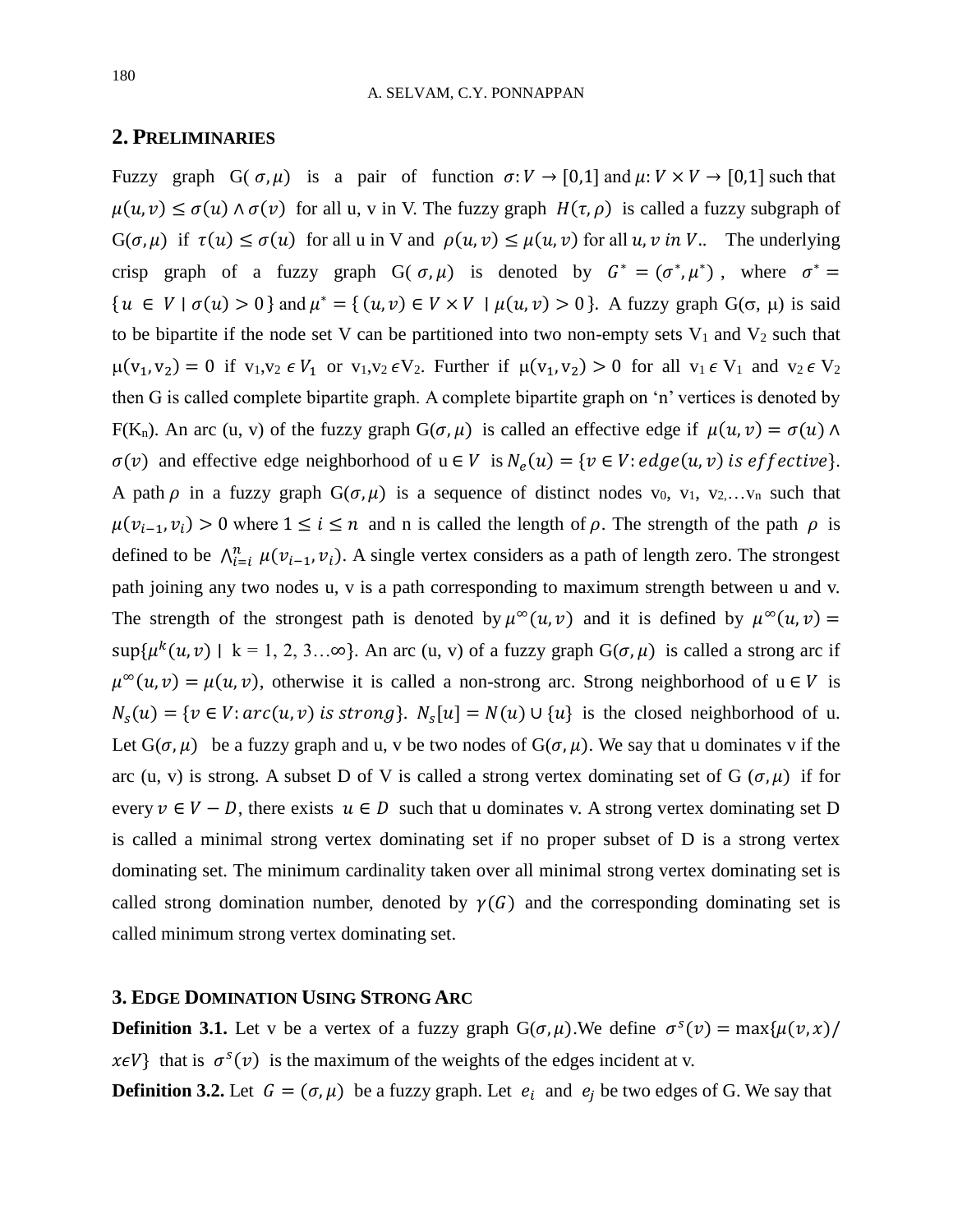## 2. PRELIMINARIES

Fuzzy graph $G(\sigma,\mu)$ is a pair of function $\sigma: V \to [0,1]$ and $\mu: V \times V \to [0,1]$ such that $\mu(u,v) \leq \sigma(u) \wedge \sigma(v)$ for all u, v in V. The fuzzy graph $H(\tau,\rho)$ is called a fuzzy subgraph of $G(\sigma,\mu)$ if $\tau(u) \leq \sigma(u)$ for all u in V and $\rho(u,v) \leq \mu(u,v)$ for all $u, v\ in\ V$.. The underlying crisp graph of a fuzzy graph $G(\sigma,\mu)$ is denoted by $G^* = (\sigma^*, \mu^*)$, where $\sigma^* = \{u \in V \mid \sigma(u) > 0\}$ and $\mu^* = \{(u,v) \in V \times V \mid \mu(u,v) > 0\}$. A fuzzy graph $G(\sigma, \mu)$ is said to be bipartite if the node set V can be partitioned into two non-empty sets $V_1$ and $V_2$ such that $\mu(v_1, v_2) = 0$ if $v_1, v_2 \in V_1$ or $v_1, v_2 \in V_2$. Further if $\mu(v_1, v_2) > 0$ for all $v_1 \in V_1$ and $v_2 \in V_2$ then G is called complete bipartite graph. A complete bipartite graph on 'n' vertices is denoted by $F(K_n)$. An arc (u, v) of the fuzzy graph $G(\sigma,\mu)$ is called an effective edge if $\mu(u,v) = \sigma(u) \wedge \sigma(v)$ and effective edge neighborhood of $u \in V$ is $N_e(u) = \{v \in V: edge(u,v)\ is\ effective\}$. A path $\rho$ in a fuzzy graph $G(\sigma,\mu)$ is a sequence of distinct nodes $v_0, v_1, v_2, \ldots v_n$ such that $\mu(v_{i-1}, v_i) > 0$ where $1 \leq i \leq n$ and n is called the length of $\rho$. The strength of the path $\rho$ is defined to be $\bigwedge_{i=i}^{n} \mu(v_{i-1}, v_i)$. A single vertex considers as a path of length zero. The strongest path joining any two nodes u, v is a path corresponding to maximum strength between u and v. The strength of the strongest path is denoted by $\mu^\infty(u,v)$ and it is defined by $\mu^\infty(u,v) = \sup\{\mu^k(u,v) \mid k = 1, 2, 3\ldots\infty\}$. An arc (u, v) of a fuzzy graph $G(\sigma,\mu)$ is called a strong arc if $\mu^\infty(u,v) = \mu(u,v)$, otherwise it is called a non-strong arc. Strong neighborhood of $u \in V$ is $N_s(u) = \{v \in V: arc(u,v)\ is\ strong\}$. $N_s[u] = N(u) \cup \{u\}$ is the closed neighborhood of u. Let $G(\sigma,\mu)$ be a fuzzy graph and u, v be two nodes of $G(\sigma,\mu)$. We say that u dominates v if the arc (u, v) is strong. A subset D of V is called a strong vertex dominating set of $G(\sigma,\mu)$ if for every $v \in V - D$, there exists $u \in D$ such that u dominates v. A strong vertex dominating set D is called a minimal strong vertex dominating set if no proper subset of D is a strong vertex dominating set. The minimum cardinality taken over all minimal strong vertex dominating set is called strong domination number, denoted by $\gamma(G)$ and the corresponding dominating set is called minimum strong vertex dominating set.

## 3. EDGE DOMINATION USING STRONG ARC

**Definition 3.1.** Let v be a vertex of a fuzzy graph $G(\sigma,\mu)$.We define $\sigma^s(v) = \max\{\mu(v,x)/x \in V\}$ that is $\sigma^s(v)$ is the maximum of the weights of the edges incident at v.

**Definition 3.2.** Let $G = (\sigma,\mu)$ be a fuzzy graph. Let $e_i$ and $e_j$ be two edges of G. We say that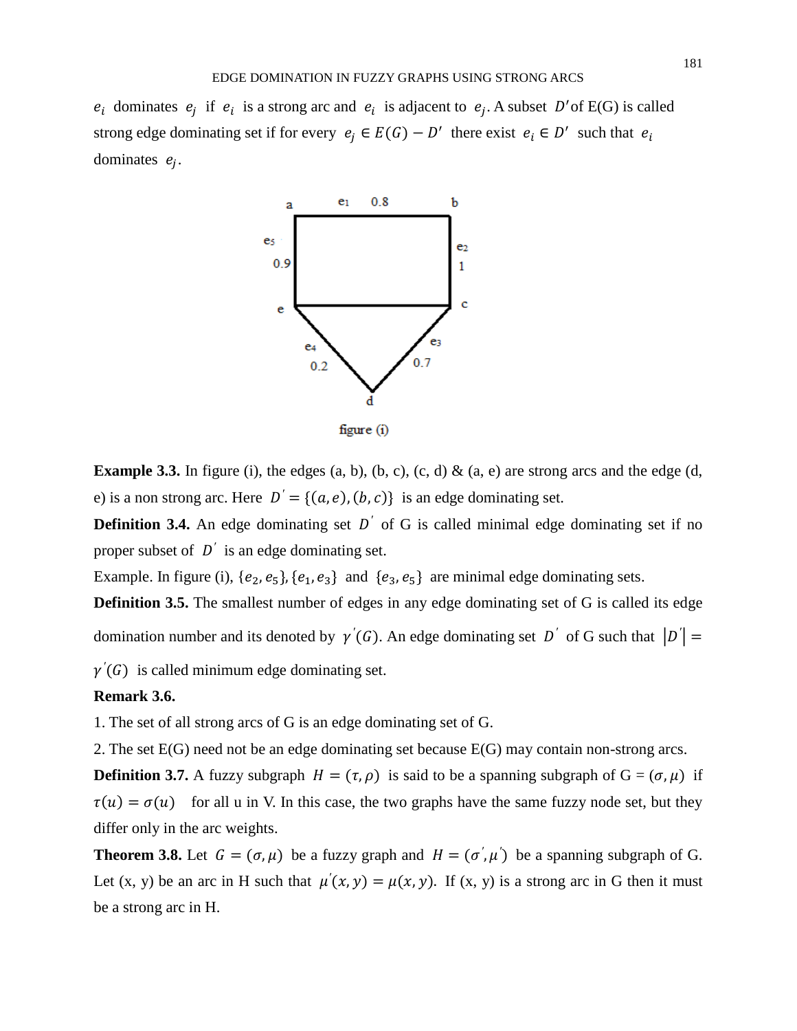$e_i$ dominates $e_j$ if $e_i$ is a strong arc and $e_i$ is adjacent to $e_j$. A subset $D'$ of E(G) is called strong edge dominating set if for every $e_j \in E(G) - D'$ there exist $e_i \in D'$ such that $e_i$ dominates $e_j$.

figure (i)

**Example 3.3.** In figure (i), the edges (a, b), (b, c), (c, d) & (a, e) are strong arcs and the edge (d, e) is a non strong arc. Here $D' = \{(a, e), (b, c)\}$ is an edge dominating set.

**Definition 3.4.** An edge dominating set $D'$ of G is called minimal edge dominating set if no proper subset of $D'$ is an edge dominating set.

Example. In figure (i), $\{e_2, e_5\}, \{e_1, e_3\}$ and $\{e_3, e_5\}$ are minimal edge dominating sets.

**Definition 3.5.** The smallest number of edges in any edge dominating set of G is called its edge domination number and its denoted by $\gamma'(G)$. An edge dominating set $D'$ of G such that $|D'| = \gamma'(G)$ is called minimum edge dominating set.

**Remark 3.6.**

1. The set of all strong arcs of G is an edge dominating set of G.
2. The set E(G) need not be an edge dominating set because E(G) may contain non-strong arcs.

**Definition 3.7.** A fuzzy subgraph $H = (\tau, \rho)$ is said to be a spanning subgraph of G = $(\sigma, \mu)$ if $\tau(u) = \sigma(u)$ for all u in V. In this case, the two graphs have the same fuzzy node set, but they differ only in the arc weights.

**Theorem 3.8.** Let $G = (\sigma, \mu)$ be a fuzzy graph and $H = (\sigma', \mu')$ be a spanning subgraph of G. Let (x, y) be an arc in H such that $\mu'(x, y) = \mu(x, y)$. If (x, y) is a strong arc in G then it must be a strong arc in H.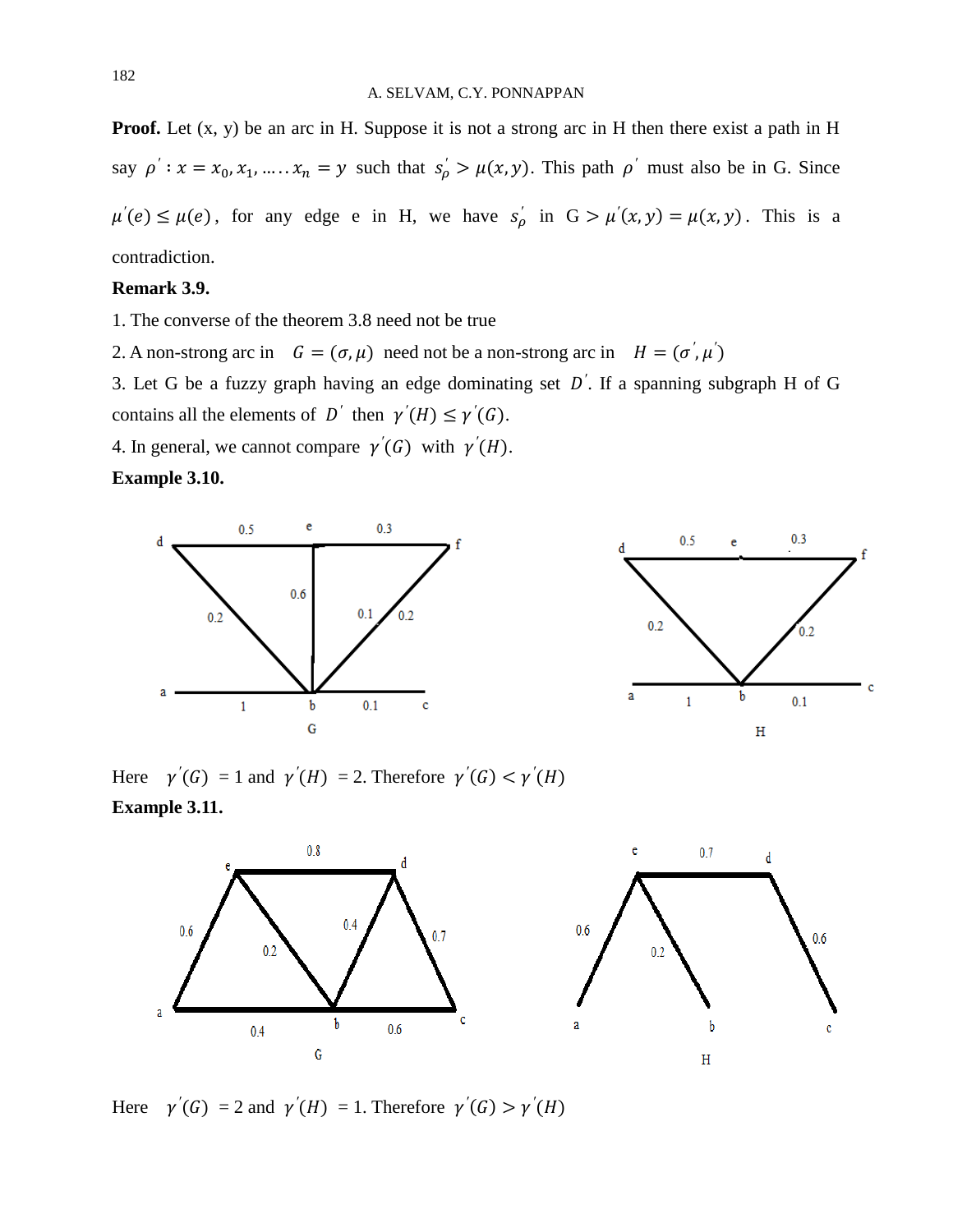**Proof.** Let (x, y) be an arc in H. Suppose it is not a strong arc in H then there exist a path in H say $\rho' : x = x_0, x_1, \ldots\ldots x_n = y$ such that $s'_\rho > \mu(x, y)$. This path $\rho'$ must also be in G. Since $\mu'(e) \leq \mu(e)$, for any edge e in H, we have $s'_\rho$ in $G > \mu'(x, y) = \mu(x, y)$. This is a contradiction.

**Remark 3.9.**

1. The converse of the theorem 3.8 need not be true
2. A non-strong arc in $G = (\sigma, \mu)$ need not be a non-strong arc in $H = (\sigma', \mu')$
3. Let G be a fuzzy graph having an edge dominating set $D'$. If a spanning subgraph H of G contains all the elements of $D'$ then $\gamma'(H) \leq \gamma'(G)$.
4. In general, we cannot compare $\gamma'(G)$ with $\gamma'(H)$.

**Example 3.10.**

Here $\gamma'(G)$ = 1 and $\gamma'(H)$ = 2. Therefore $\gamma'(G) < \gamma'(H)$

**Example 3.11.**

Here $\gamma'(G)$ = 2 and $\gamma'(H)$ = 1. Therefore $\gamma'(G) > \gamma'(H)$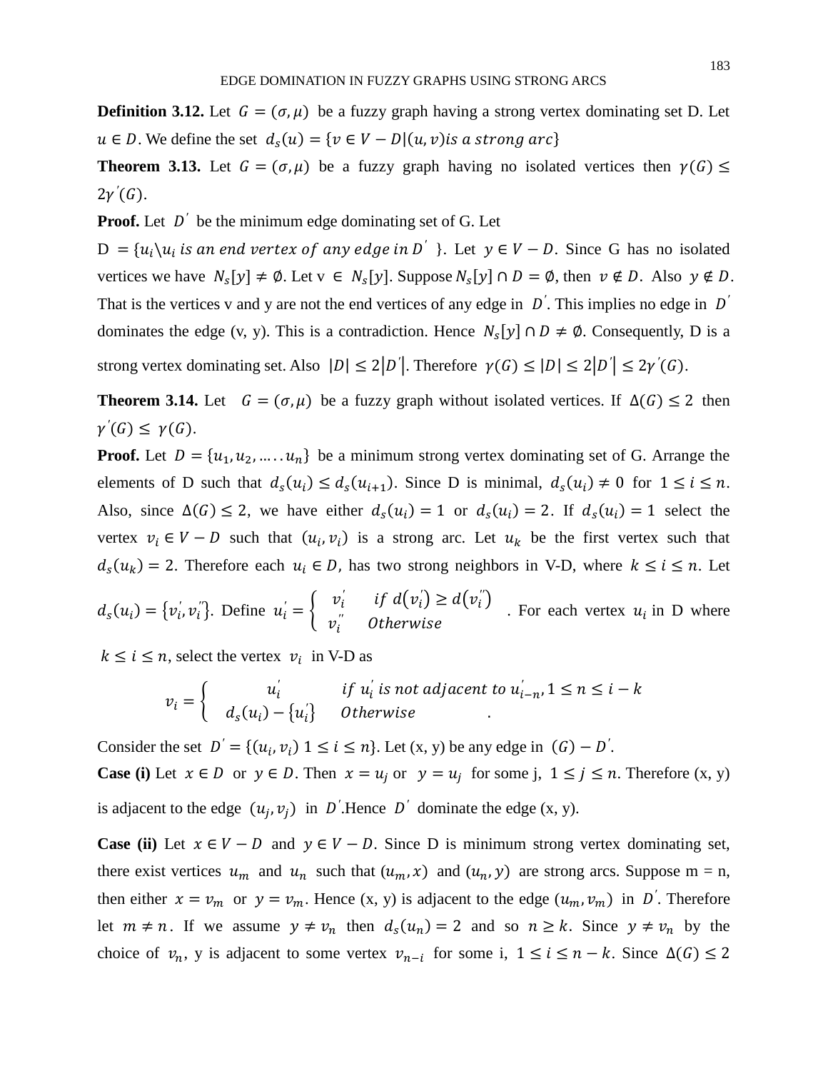**Definition 3.12.** Let $G = (\sigma, \mu)$ be a fuzzy graph having a strong vertex dominating set D. Let $u \in D$. We define the set $d_s(u) = \{v \in V - D | (u, v) is\ a\ strong\ arc\}$

**Theorem 3.13.** Let $G = (\sigma, \mu)$ be a fuzzy graph having no isolated vertices then $\gamma(G) \leq 2\gamma'(G)$.

**Proof.** Let $D'$ be the minimum edge dominating set of G. Let

D $= \{u_i \backslash u_i\ is\ an\ end\ vertex\ of\ any\ edge\ in\ D'\}$. Let $y \in V - D$. Since G has no isolated vertices we have $N_s[y] \neq \emptyset$. Let v $\in N_s[y]$. Suppose $N_s[y] \cap D = \emptyset$, then $v \notin D$. Also $y \notin D$. That is the vertices v and y are not the end vertices of any edge in $D'$. This implies no edge in $D'$ dominates the edge (v, y). This is a contradiction. Hence $N_s[y] \cap D \neq \emptyset$. Consequently, D is a strong vertex dominating set. Also $|D| \leq 2|D'|$. Therefore $\gamma(G) \leq |D| \leq 2|D'| \leq 2\gamma'(G)$.

**Theorem 3.14.** Let $G = (\sigma, \mu)$ be a fuzzy graph without isolated vertices. If $\Delta(G) \leq 2$ then $\gamma'(G) \leq \gamma(G)$.

**Proof.** Let $D = \{u_1, u_2, \ldots . u_n\}$ be a minimum strong vertex dominating set of G. Arrange the elements of D such that $d_s(u_i) \leq d_s(u_{i+1})$. Since D is minimal, $d_s(u_i) \neq 0$ for $1 \leq i \leq n$. Also, since $\Delta(G) \leq 2$, we have either $d_s(u_i) = 1$ or $d_s(u_i) = 2$. If $d_s(u_i) = 1$ select the vertex $v_i \in V - D$ such that $(u_i, v_i)$ is a strong arc. Let $u_k$ be the first vertex such that $d_s(u_k) = 2$. Therefore each $u_i \in D$, has two strong neighbors in V-D, where $k \leq i \leq n$. Let $d_s(u_i) = \{v_i', v_i''\}$. Define $u_i' = \begin{cases} v_i' & if\ d(v_i') \geq d(v_i'') \\ v_i'' & Otherwise \end{cases}$. For each vertex $u_i$ in D where $k \leq i \leq n$, select the vertex $v_i$ in V-D as

$$v_i = \begin{cases} u_i' & if\ u_i'\ is\ not\ adjacent\ to\ u_{i-n}', 1 \leq n \leq i - k \\ d_s(u_i) - \{u_i'\} & Otherwise \end{cases}.$$

Consider the set $D' = \{(u_i, v_i)\ 1 \leq i \leq n\}$. Let (x, y) be any edge in $(G) - D'$.

**Case (i)** Let $x \in D$ or $y \in D$. Then $x = u_j$ or $y = u_j$ for some j, $1 \leq j \leq n$. Therefore (x, y) is adjacent to the edge $(u_j, v_j)$ in $D'$.Hence $D'$ dominate the edge (x, y).

**Case (ii)** Let $x \in V - D$ and $y \in V - D$. Since D is minimum strong vertex dominating set, there exist vertices $u_m$ and $u_n$ such that $(u_m, x)$ and $(u_n, y)$ are strong arcs. Suppose m = n, then either $x = v_m$ or $y = v_m$. Hence (x, y) is adjacent to the edge $(u_m, v_m)$ in $D'$. Therefore let $m \neq n$. If we assume $y \neq v_n$ then $d_s(u_n) = 2$ and so $n \geq k$. Since $y \neq v_n$ by the choice of $v_n$, y is adjacent to some vertex $v_{n-i}$ for some i, $1 \leq i \leq n - k$. Since $\Delta(G) \leq 2$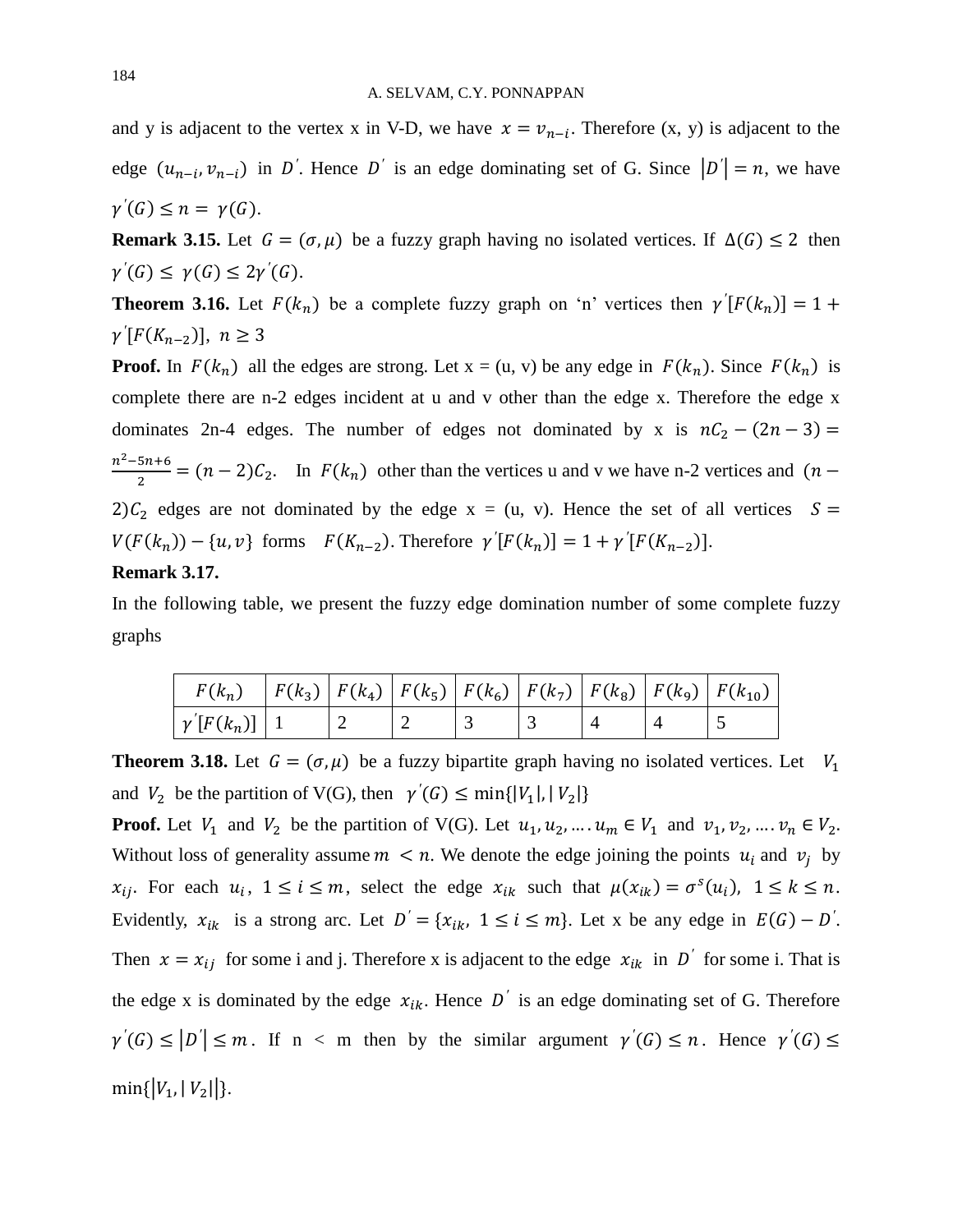and y is adjacent to the vertex x in V-D, we have $x = v_{n-i}$. Therefore (x, y) is adjacent to the edge $(u_{n-i}, v_{n-i})$ in $D'$. Hence $D'$ is an edge dominating set of G. Since $|D'| = n$, we have $\gamma'(G) \le n = \gamma(G)$.

**Remark 3.15.** Let $G = (\sigma, \mu)$ be a fuzzy graph having no isolated vertices. If $\Delta(G) \le 2$ then $\gamma'(G) \le \gamma(G) \le 2\gamma'(G)$.

**Theorem 3.16.** Let $F(k_n)$ be a complete fuzzy graph on 'n' vertices then $\gamma'[F(k_n)] = 1 + \gamma'[F(K_{n-2})]$, $n \ge 3$

**Proof.** In $F(k_n)$ all the edges are strong. Let x = (u, v) be any edge in $F(k_n)$. Since $F(k_n)$ is complete there are n-2 edges incident at u and v other than the edge x. Therefore the edge x dominates 2n-4 edges. The number of edges not dominated by x is $nC_2 - (2n-3) = \frac{n^2-5n+6}{2} = (n-2)C_2$. In $F(k_n)$ other than the vertices u and v we have n-2 vertices and $(n-2)C_2$ edges are not dominated by the edge x = (u, v). Hence the set of all vertices $S = V(F(k_n)) - \{u, v\}$ forms $F(K_{n-2})$. Therefore $\gamma'[F(k_n)] = 1 + \gamma'[F(K_{n-2})]$.

**Remark 3.17.**

In the following table, we present the fuzzy edge domination number of some complete fuzzy graphs

| $F(k_n)$ | $F(k_3)$ | $F(k_4)$ | $F(k_5)$ | $F(k_6)$ | $F(k_7)$ | $F(k_8)$ | $F(k_9)$ | $F(k_{10})$ |
|---|---|---|---|---|---|---|---|---|
| $\gamma'[F(k_n)]$ | 1 | 2 | 2 | 3 | 3 | 4 | 4 | 5 |

**Theorem 3.18.** Let $G = (\sigma, \mu)$ be a fuzzy bipartite graph having no isolated vertices. Let $V_1$ and $V_2$ be the partition of V(G), then $\gamma'(G) \le \min\{|V_1|, |V_2|\}$

**Proof.** Let $V_1$ and $V_2$ be the partition of V(G). Let $u_1, u_2, \ldots. u_m \in V_1$ and $v_1, v_2, \ldots. v_n \in V_2$. Without loss of generality assume $m < n$. We denote the edge joining the points $u_i$ and $v_j$ by $x_{ij}$. For each $u_i$, $1 \le i \le m$, select the edge $x_{ik}$ such that $\mu(x_{ik}) = \sigma^s(u_i)$, $1 \le k \le n$. Evidently, $x_{ik}$ is a strong arc. Let $D' = \{x_{ik}, 1 \le i \le m\}$. Let x be any edge in $E(G) - D'$. Then $x = x_{ij}$ for some i and j. Therefore x is adjacent to the edge $x_{ik}$ in $D'$ for some i. That is the edge x is dominated by the edge $x_{ik}$. Hence $D'$ is an edge dominating set of G. Therefore $\gamma'(G) \le |D'| \le m$. If n < m then by the similar argument $\gamma'(G) \le n$. Hence $\gamma'(G) \le \min\{|V_1, |V_2||\}$.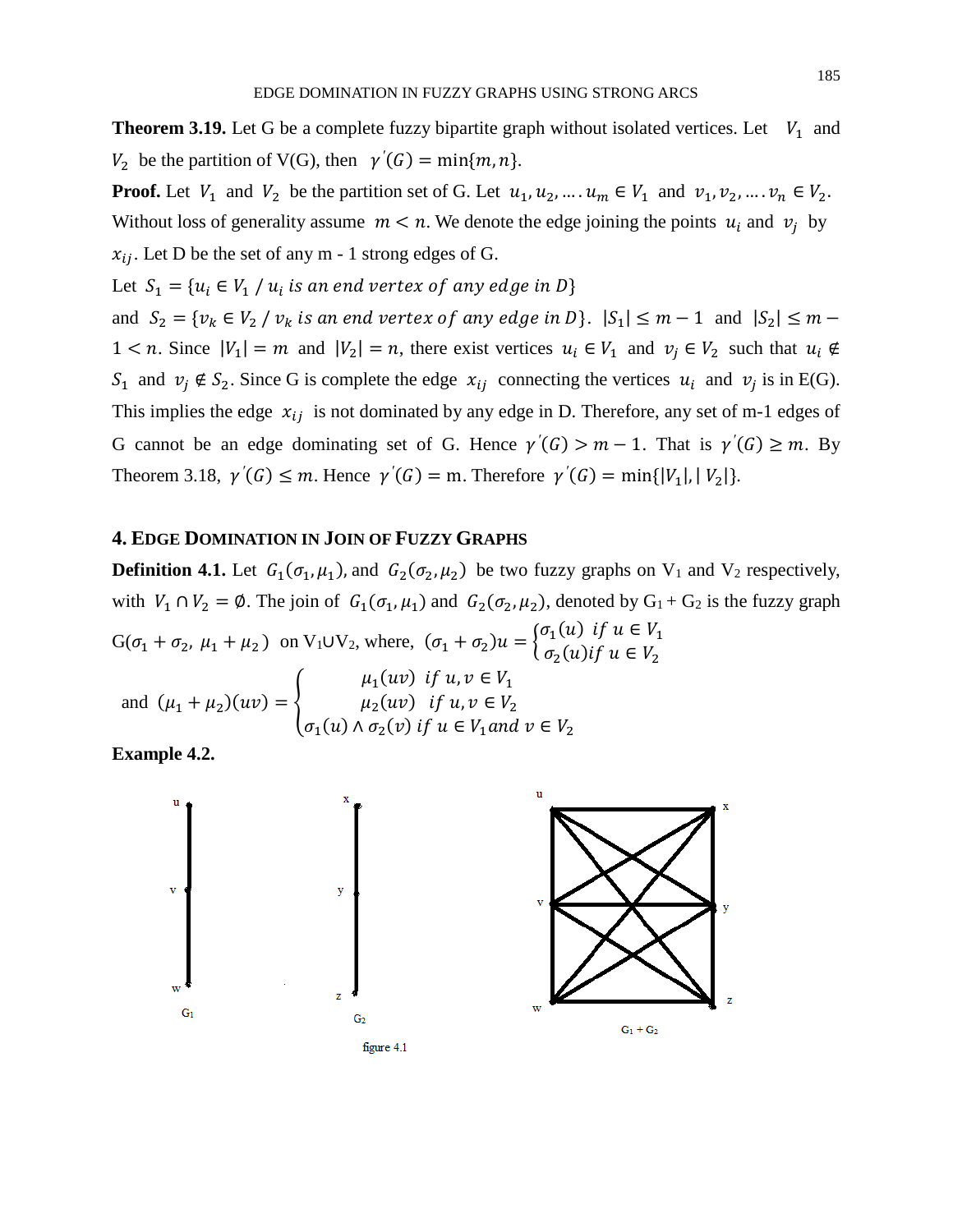**Theorem 3.19.** Let G be a complete fuzzy bipartite graph without isolated vertices. Let $V_1$ and $V_2$ be the partition of V(G), then $\gamma'(G) = \min\{m, n\}$.

**Proof.** Let $V_1$ and $V_2$ be the partition set of G. Let $u_1, u_2, \ldots. u_m \in V_1$ and $v_1, v_2, \ldots. v_n \in V_2$. Without loss of generality assume $m < n$. We denote the edge joining the points $u_i$ and $v_j$ by $x_{ij}$. Let D be the set of any m - 1 strong edges of G.

Let $S_1 = \{u_i \in V_1 \,/\, u_i \text{ is an end vertex of any edge in } D\}$

and $S_2 = \{v_k \in V_2 \,/\, v_k \text{ is an end vertex of any edge in } D\}$. $|S_1| \leq m - 1$ and $|S_2| \leq m - 1 < n$. Since $|V_1| = m$ and $|V_2| = n$, there exist vertices $u_i \in V_1$ and $v_j \in V_2$ such that $u_i \notin S_1$ and $v_j \notin S_2$. Since G is complete the edge $x_{ij}$ connecting the vertices $u_i$ and $v_j$ is in E(G). This implies the edge $x_{ij}$ is not dominated by any edge in D. Therefore, any set of m-1 edges of G cannot be an edge dominating set of G. Hence $\gamma'(G) > m - 1$. That is $\gamma'(G) \geq m$. By Theorem 3.18, $\gamma'(G) \leq m$. Hence $\gamma'(G) = \text{m}$. Therefore $\gamma'(G) = \min\{|V_1|, |V_2|\}$.

## 4. Edge Domination in Join of Fuzzy Graphs

**Definition 4.1.** Let $G_1(\sigma_1, \mu_1)$, and $G_2(\sigma_2, \mu_2)$ be two fuzzy graphs on $V_1$ and $V_2$ respectively, with $V_1 \cap V_2 = \emptyset$. The join of $G_1(\sigma_1, \mu_1)$ and $G_2(\sigma_2, \mu_2)$, denoted by $G_1 + G_2$ is the fuzzy graph $G(\sigma_1 + \sigma_2,\ \mu_1 + \mu_2)$ on $V_1 \cup V_2$, where, $(\sigma_1 + \sigma_2)u = \begin{cases} \sigma_1(u) & if\ u \in V_1 \\ \sigma_2(u) & if\ u \in V_2 \end{cases}$

and $(\mu_1 + \mu_2)(uv) = \begin{cases} \mu_1(uv) & if\ u, v \in V_1 \\ \mu_2(uv) & if\ u, v \in V_2 \\ \sigma_1(u) \wedge \sigma_2(v) & if\ u \in V_1 and\ v \in V_2 \end{cases}$

**Example 4.2.**

figure 4.1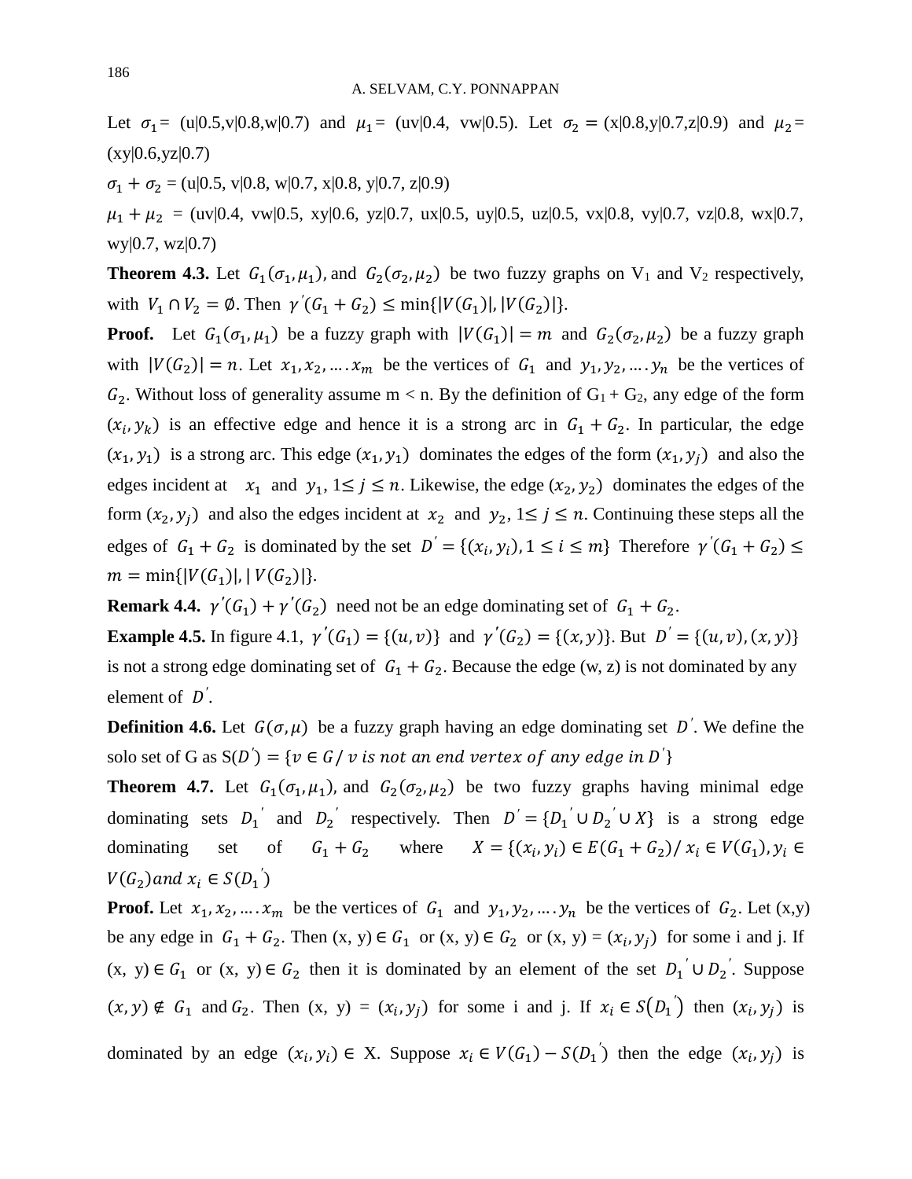Let $\sigma_1$= (u|0.5,v|0.8,w|0.7) and $\mu_1$= (uv|0.4, vw|0.5). Let $\sigma_2$ = (x|0.8,y|0.7,z|0.9) and $\mu_2$= (xy|0.6,yz|0.7)

$\sigma_1 + \sigma_2$ = (u|0.5, v|0.8, w|0.7, x|0.8, y|0.7, z|0.9)

$\mu_1 + \mu_2$ = (uv|0.4, vw|0.5, xy|0.6, yz|0.7, ux|0.5, uy|0.5, uz|0.5, vx|0.8, vy|0.7, vz|0.8, wx|0.7, wy|0.7, wz|0.7)

**Theorem 4.3.** Let $G_1(\sigma_1, \mu_1)$, and $G_2(\sigma_2, \mu_2)$ be two fuzzy graphs on $V_1$ and $V_2$ respectively, with $V_1 \cap V_2 = \emptyset$. Then $\gamma'(G_1 + G_2) \leq \min\{|V(G_1)|, |V(G_2)|\}$.

**Proof.** Let $G_1(\sigma_1, \mu_1)$ be a fuzzy graph with $|V(G_1)| = m$ and $G_2(\sigma_2, \mu_2)$ be a fuzzy graph with $|V(G_2)| = n$. Let $x_1, x_2, \ldots . x_m$ be the vertices of $G_1$ and $y_1, y_2, \ldots . y_n$ be the vertices of $G_2$. Without loss of generality assume m < n. By the definition of $G_1 + G_2$, any edge of the form $(x_i, y_k)$ is an effective edge and hence it is a strong arc in $G_1 + G_2$. In particular, the edge $(x_1, y_1)$ is a strong arc. This edge $(x_1, y_1)$ dominates the edges of the form $(x_1, y_j)$ and also the edges incident at $x_1$ and $y_1$, $1 \leq j \leq n$. Likewise, the edge $(x_2, y_2)$ dominates the edges of the form $(x_2, y_j)$ and also the edges incident at $x_2$ and $y_2$, $1 \leq j \leq n$. Continuing these steps all the edges of $G_1 + G_2$ is dominated by the set $D' = \{(x_i, y_i), 1 \leq i \leq m\}$ Therefore $\gamma'(G_1 + G_2) \leq m = \min\{|V(G_1)|, |V(G_2)|\}$.

**Remark 4.4.** $\gamma'(G_1) + \gamma'(G_2)$ need not be an edge dominating set of $G_1 + G_2$.

**Example 4.5.** In figure 4.1, $\gamma'(G_1) = \{(u, v)\}$ and $\gamma'(G_2) = \{(x, y)\}$. But $D' = \{(u, v), (x, y)\}$ is not a strong edge dominating set of $G_1 + G_2$. Because the edge (w, z) is not dominated by any element of $D'$.

**Definition 4.6.** Let $G(\sigma, \mu)$ be a fuzzy graph having an edge dominating set $D'$. We define the solo set of G as $S(D') = \{v \in G / v \textit{ is not an end vertex of any edge in } D'\}$

**Theorem 4.7.** Let $G_1(\sigma_1, \mu_1)$, and $G_2(\sigma_2, \mu_2)$ be two fuzzy graphs having minimal edge dominating sets $D_1{}'$ and $D_2{}'$ respectively. Then $D' = \{D_1{}' \cup D_2{}' \cup X\}$ is a strong edge dominating set of $G_1 + G_2$ where $X = \{(x_i, y_i) \in E(G_1 + G_2) / x_i \in V(G_1), y_i \in V(G_2) \textit{and } x_i \in S(D_1{}')$

**Proof.** Let $x_1, x_2, \ldots . x_m$ be the vertices of $G_1$ and $y_1, y_2, \ldots . y_n$ be the vertices of $G_2$. Let (x,y) be any edge in $G_1 + G_2$. Then (x, y) $\in G_1$ or (x, y) $\in G_2$ or (x, y) = $(x_i, y_j)$ for some i and j. If (x, y) $\in G_1$ or (x, y) $\in G_2$ then it is dominated by an element of the set $D_1{}' \cup D_2{}'$. Suppose $(x, y) \notin G_1$ and $G_2$. Then (x, y) = $(x_i, y_j)$ for some i and j. If $x_i \in S(D_1{}')$ then $(x_i, y_j)$ is dominated by an edge $(x_i, y_i) \in$ X. Suppose $x_i \in V(G_1) - S(D_1{}')$ then the edge $(x_i, y_j)$ is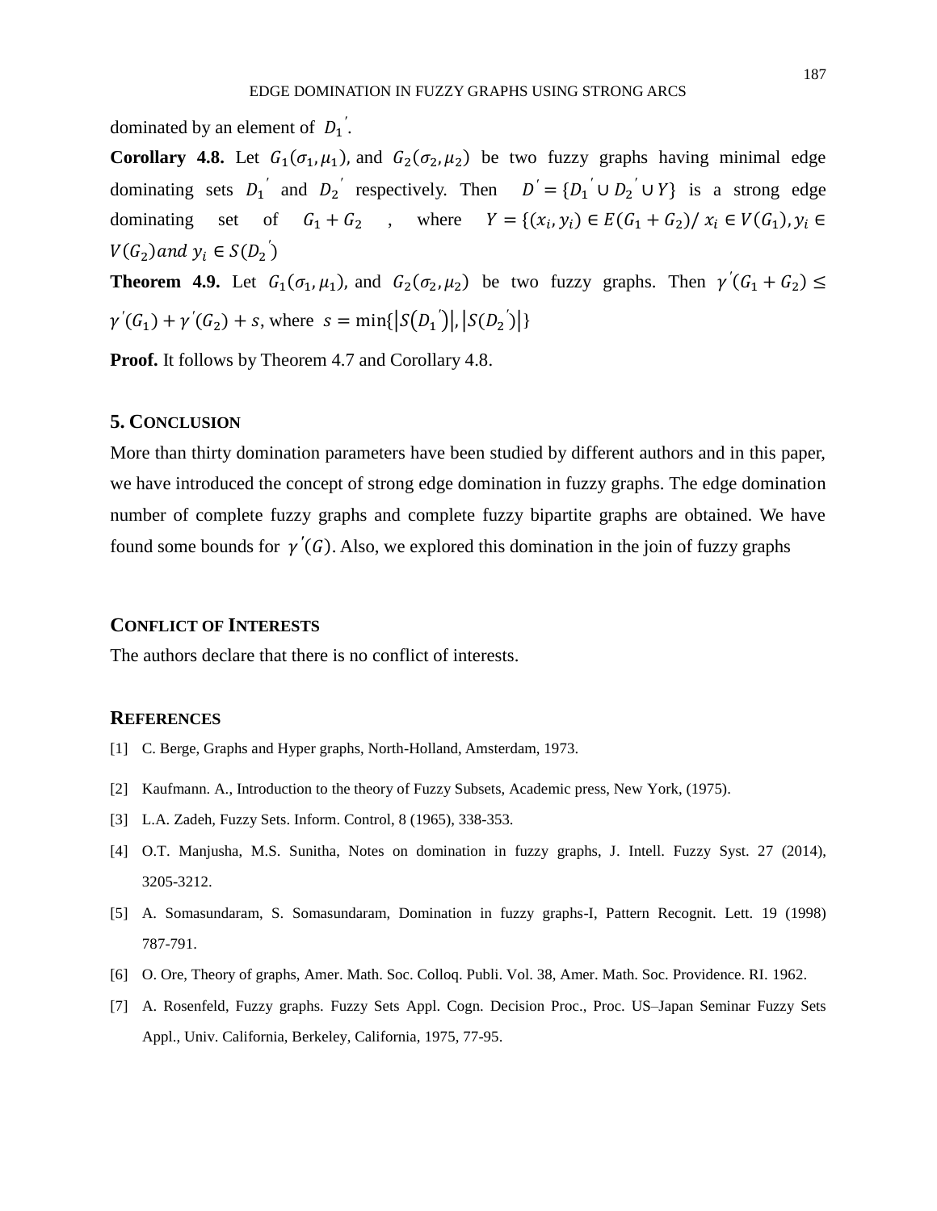dominated by an element of $D_1{}'$.

**Corollary 4.8.** Let $G_1(\sigma_1, \mu_1)$, and $G_2(\sigma_2, \mu_2)$ be two fuzzy graphs having minimal edge dominating sets $D_1{}'$ and $D_2{}'$ respectively. Then $D' = \{D_1{}' \cup D_2{}' \cup Y\}$ is a strong edge dominating set of $G_1 + G_2$, where $Y = \{(x_i, y_i) \in E(G_1 + G_2)/\ x_i \in V(G_1), y_i \in V(G_2) and\ y_i \in S(D_2{}')$

**Theorem 4.9.** Let $G_1(\sigma_1, \mu_1)$, and $G_2(\sigma_2, \mu_2)$ be two fuzzy graphs. Then $\gamma'(G_1 + G_2) \leq \gamma'(G_1) + \gamma'(G_2) + s$, where $s = \min\{|S(D_1{}')|, |S(D_2{}')|\}$

**Proof.** It follows by Theorem 4.7 and Corollary 4.8.

## 5. Conclusion

More than thirty domination parameters have been studied by different authors and in this paper, we have introduced the concept of strong edge domination in fuzzy graphs. The edge domination number of complete fuzzy graphs and complete fuzzy bipartite graphs are obtained. We have found some bounds for $\gamma'(G)$. Also, we explored this domination in the join of fuzzy graphs

## Conflict of Interests

The authors declare that there is no conflict of interests.

## References

[1] C. Berge, Graphs and Hyper graphs, North-Holland, Amsterdam, 1973.

[2] Kaufmann. A., Introduction to the theory of Fuzzy Subsets, Academic press, New York, (1975).

[3] L.A. Zadeh, Fuzzy Sets. Inform. Control, 8 (1965), 338-353.

[4] O.T. Manjusha, M.S. Sunitha, Notes on domination in fuzzy graphs, J. Intell. Fuzzy Syst. 27 (2014), 3205-3212.

[5] A. Somasundaram, S. Somasundaram, Domination in fuzzy graphs-I, Pattern Recognit. Lett. 19 (1998) 787-791.

[6] O. Ore, Theory of graphs, Amer. Math. Soc. Colloq. Publi. Vol. 38, Amer. Math. Soc. Providence. RI. 1962.

[7] A. Rosenfeld, Fuzzy graphs. Fuzzy Sets Appl. Cogn. Decision Proc., Proc. US–Japan Seminar Fuzzy Sets Appl., Univ. California, Berkeley, California, 1975, 77-95.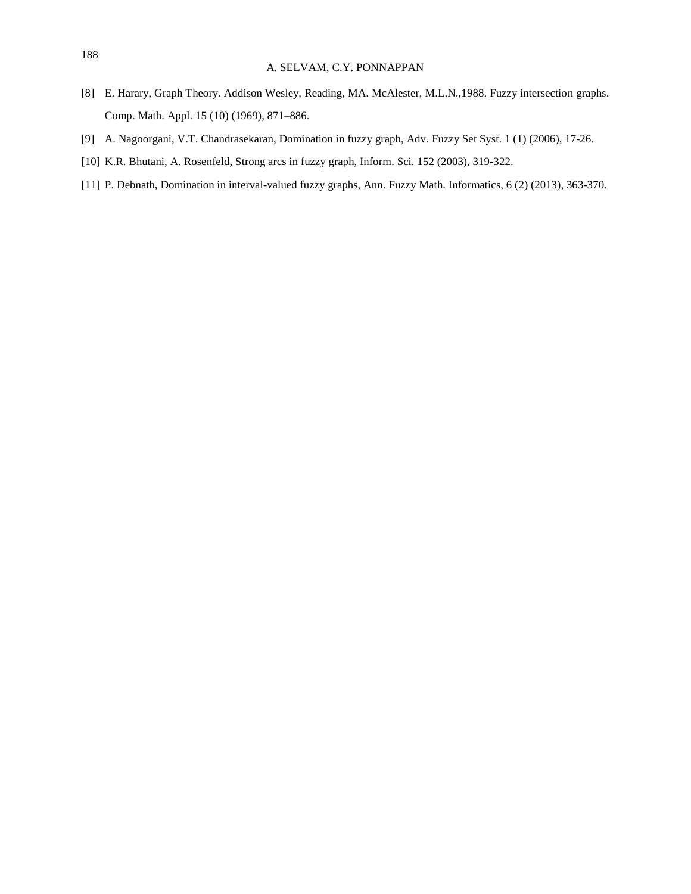[8] E. Harary, Graph Theory. Addison Wesley, Reading, MA. McAlester, M.L.N.,1988. Fuzzy intersection graphs. Comp. Math. Appl. 15 (10) (1969), 871–886.

[9] A. Nagoorgani, V.T. Chandrasekaran, Domination in fuzzy graph, Adv. Fuzzy Set Syst. 1 (1) (2006), 17-26.

[10] K.R. Bhutani, A. Rosenfeld, Strong arcs in fuzzy graph, Inform. Sci. 152 (2003), 319-322.

[11] P. Debnath, Domination in interval-valued fuzzy graphs, Ann. Fuzzy Math. Informatics, 6 (2) (2013), 363-370.